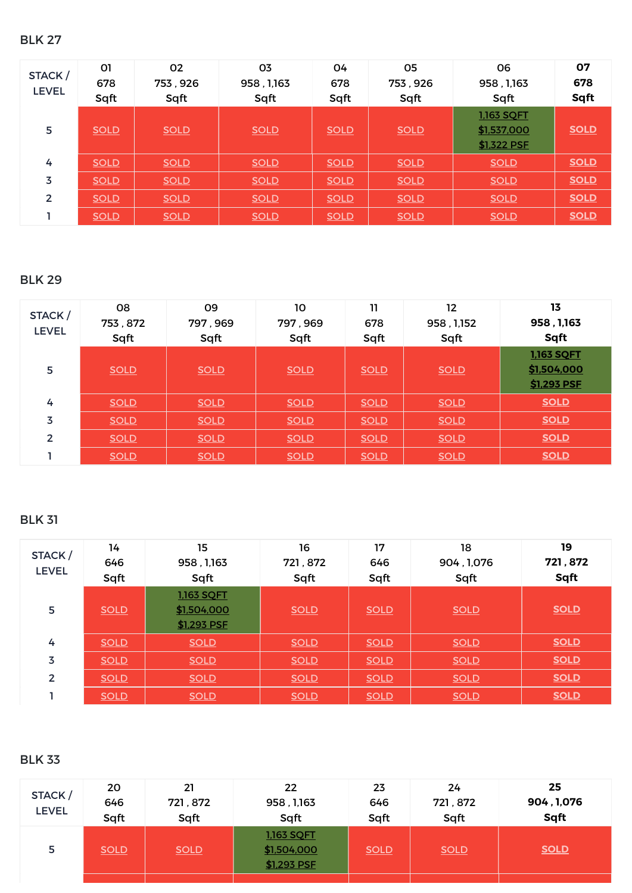## BLK 27

| STACK / LEVEL | 01<br>678<br>Sqft | 02<br>753 , 926<br>Sqft | 03<br>958 , 1,163<br>Sqft | 04<br>678<br>Sqft | 05<br>753 , 926<br>Sqft | 06<br>958 , 1,163<br>Sqft | **07**<br>**678**<br>**Sqft** |
|---|---|---|---|---|---|---|---|
| 5 | SOLD | SOLD | SOLD | SOLD | SOLD | 1,163 SQFT<br>$1,537,000<br>$1,322 PSF | **SOLD** |
| 4 | SOLD | SOLD | SOLD | SOLD | SOLD | SOLD | **SOLD** |
| 3 | SOLD | SOLD | SOLD | SOLD | SOLD | SOLD | **SOLD** |
| 2 | SOLD | SOLD | SOLD | SOLD | SOLD | SOLD | **SOLD** |
| 1 | SOLD | SOLD | SOLD | SOLD | SOLD | SOLD | **SOLD** |

## BLK 29

| STACK / LEVEL | 08<br>753 , 872<br>Sqft | 09<br>797 , 969<br>Sqft | 10<br>797 , 969<br>Sqft | 11<br>678<br>Sqft | 12<br>958 , 1,152<br>Sqft | **13**<br>**958 , 1,163**<br>**Sqft** |
|---|---|---|---|---|---|---|
| 5 | SOLD | SOLD | SOLD | SOLD | SOLD | **1,163 SQFT**<br>**$1,504,000**<br>**$1,293 PSF** |
| 4 | SOLD | SOLD | SOLD | SOLD | SOLD | **SOLD** |
| 3 | SOLD | SOLD | SOLD | SOLD | SOLD | **SOLD** |
| 2 | SOLD | SOLD | SOLD | SOLD | SOLD | **SOLD** |
| 1 | SOLD | SOLD | SOLD | SOLD | SOLD | **SOLD** |

## BLK 31

| STACK / LEVEL | 14<br>646<br>Sqft | 15<br>958 , 1,163<br>Sqft | 16<br>721 , 872<br>Sqft | 17<br>646<br>Sqft | 18<br>904 , 1,076<br>Sqft | **19**<br>**721 , 872**<br>**Sqft** |
|---|---|---|---|---|---|---|
| 5 | SOLD | 1,163 SQFT<br>$1,504,000<br>$1,293 PSF | SOLD | SOLD | SOLD | **SOLD** |
| 4 | SOLD | SOLD | SOLD | SOLD | SOLD | **SOLD** |
| 3 | SOLD | SOLD | SOLD | SOLD | SOLD | **SOLD** |
| 2 | SOLD | SOLD | SOLD | SOLD | SOLD | **SOLD** |
| 1 | SOLD | SOLD | SOLD | SOLD | SOLD | **SOLD** |

## BLK 33

| STACK / LEVEL | 20<br>646<br>Sqft | 21<br>721 , 872<br>Sqft | 22<br>958 , 1,163<br>Sqft | 23<br>646<br>Sqft | 24<br>721 , 872<br>Sqft | **25**<br>**904 , 1,076**<br>**Sqft** |
|---|---|---|---|---|---|---|
| 5 | SOLD | SOLD | 1,163 SQFT<br>$1,504,000<br>$1,293 PSF | SOLD | SOLD | **SOLD** |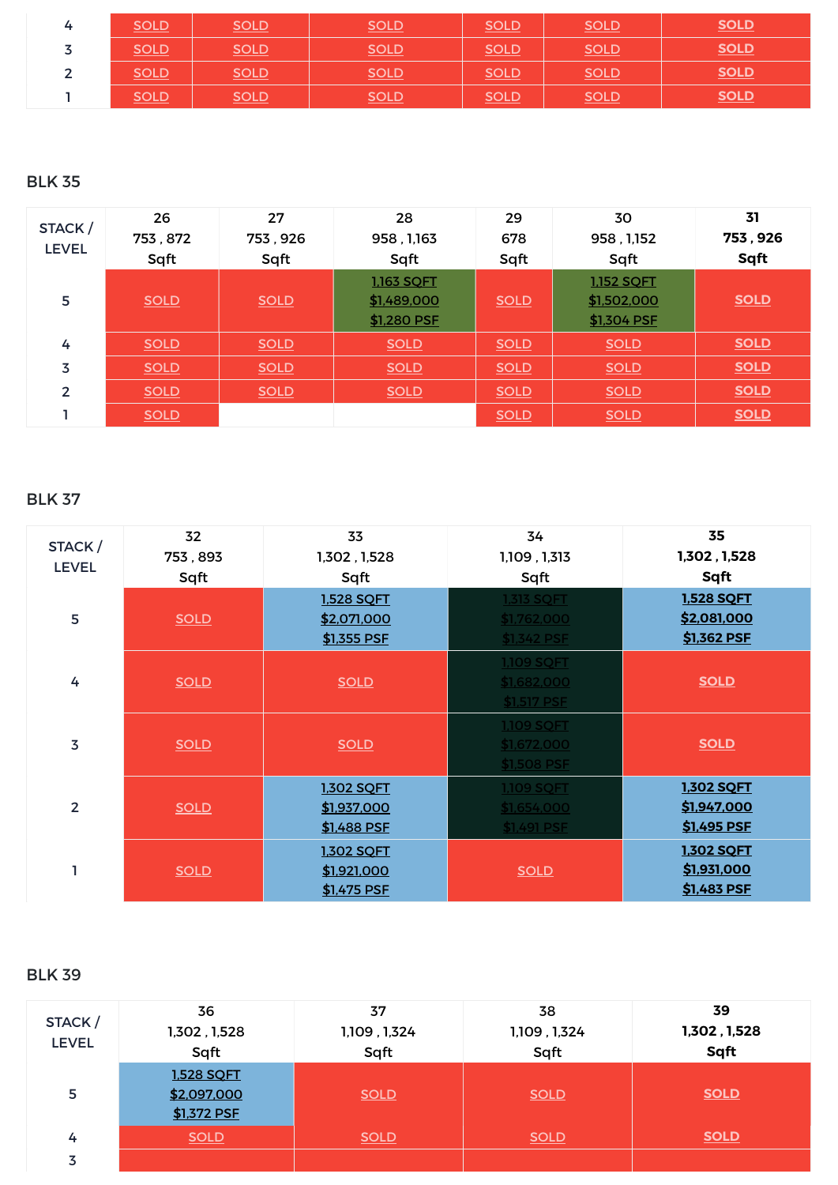| | | | | | | |
|---|---|---|---|---|---|---|
| 4 | SOLD | SOLD | SOLD | SOLD | SOLD | SOLD |
| 3 | SOLD | SOLD | SOLD | SOLD | SOLD | SOLD |
| 2 | SOLD | SOLD | SOLD | SOLD | SOLD | SOLD |
| 1 | SOLD | SOLD | SOLD | SOLD | SOLD | SOLD |

## BLK 35

| STACK / LEVEL | 26<br>753 , 872<br>Sqft | 27<br>753 , 926<br>Sqft | 28<br>958 , 1,163<br>Sqft | 29<br>678<br>Sqft | 30<br>958 , 1,152<br>Sqft | **31<br>753 , 926<br>Sqft** |
|---|---|---|---|---|---|---|
| 5 | SOLD | SOLD | 1,163 SQFT<br>$1,489,000<br>$1,280 PSF | SOLD | 1,152 SQFT<br>$1,502,000<br>$1,304 PSF | SOLD |
| 4 | SOLD | SOLD | SOLD | SOLD | SOLD | SOLD |
| 3 | SOLD | SOLD | SOLD | SOLD | SOLD | SOLD |
| 2 | SOLD | SOLD | SOLD | SOLD | SOLD | SOLD |
| 1 | SOLD | | | SOLD | SOLD | SOLD |

## BLK 37

| STACK / LEVEL | 32<br>753 , 893<br>Sqft | 33<br>1,302 , 1,528<br>Sqft | 34<br>1,109 , 1,313<br>Sqft | **35<br>1,302 , 1,528<br>Sqft** |
|---|---|---|---|---|
| 5 | SOLD | 1,528 SQFT<br>$2,071,000<br>$1,355 PSF | 1,313 SQFT<br>$1,762,000<br>$1,342 PSF | 1,528 SQFT<br>$2,081,000<br>$1,362 PSF |
| 4 | SOLD | SOLD | 1,109 SQFT<br>$1,682,000<br>$1,517 PSF | SOLD |
| 3 | SOLD | SOLD | 1,109 SQFT<br>$1,672,000<br>$1,508 PSF | SOLD |
| 2 | SOLD | 1,302 SQFT<br>$1,937,000<br>$1,488 PSF | 1,109 SQFT<br>$1,654,000<br>$1,491 PSF | 1,302 SQFT<br>$1,947,000<br>$1,495 PSF |
| 1 | SOLD | 1,302 SQFT<br>$1,921,000<br>$1,475 PSF | SOLD | 1,302 SQFT<br>$1,931,000<br>$1,483 PSF |

## BLK 39

| STACK / LEVEL | 36<br>1,302 , 1,528<br>Sqft | 37<br>1,109 , 1,324<br>Sqft | 38<br>1,109 , 1,324<br>Sqft | **39<br>1,302 , 1,528<br>Sqft** |
|---|---|---|---|---|
| 5 | 1,528 SQFT<br>$2,097,000<br>$1,372 PSF | SOLD | SOLD | SOLD |
| 4 | SOLD | SOLD | SOLD | SOLD |
| 3 | | | | |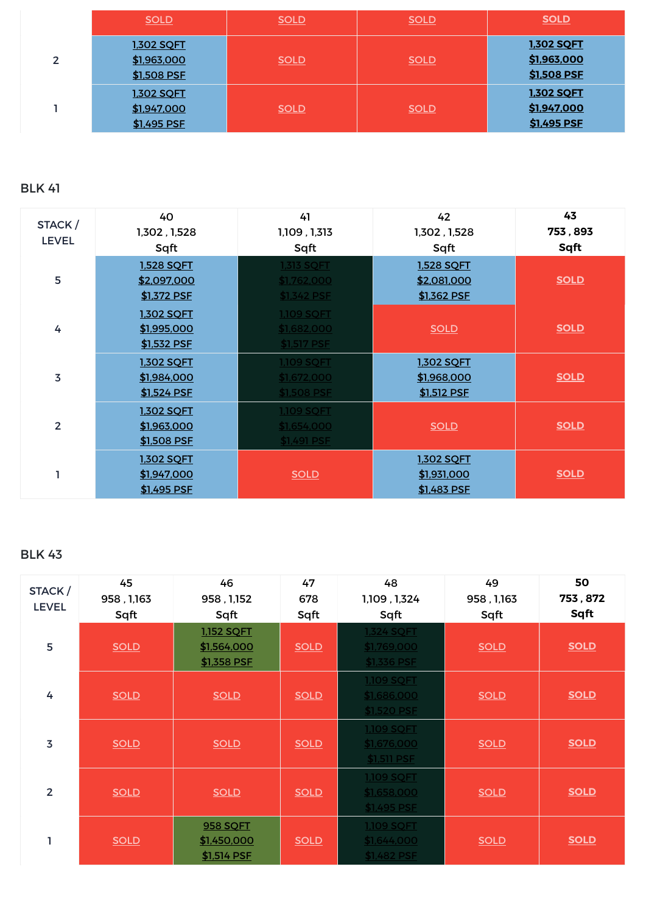| | | | | |
|---|---|---|---|---|
| | SOLD | SOLD | SOLD | SOLD |
| 2 | 1,302 SQFT<br>$1,963,000<br>$1,508 PSF | SOLD | SOLD | 1,302 SQFT<br>$1,963,000<br>$1,508 PSF |
| 1 | 1,302 SQFT<br>$1,947,000<br>$1,495 PSF | SOLD | SOLD | 1,302 SQFT<br>$1,947,000<br>$1,495 PSF |

BLK 41

| STACK / LEVEL | 40<br>1,302 , 1,528<br>Sqft | 41<br>1,109 , 1,313<br>Sqft | 42<br>1,302 , 1,528<br>Sqft | **43**<br>**753 , 893**<br>**Sqft** |
|---|---|---|---|---|
| 5 | 1,528 SQFT<br>$2,097,000<br>$1,372 PSF | 1,313 SQFT<br>$1,762,000<br>$1,342 PSF | 1,528 SQFT<br>$2,081,000<br>$1,362 PSF | **SOLD** |
| 4 | 1,302 SQFT<br>$1,995,000<br>$1,532 PSF | 1,109 SQFT<br>$1,682,000<br>$1,517 PSF | SOLD | **SOLD** |
| 3 | 1,302 SQFT<br>$1,984,000<br>$1,524 PSF | 1,109 SQFT<br>$1,672,000<br>$1,508 PSF | 1,302 SQFT<br>$1,968,000<br>$1,512 PSF | **SOLD** |
| 2 | 1,302 SQFT<br>$1,963,000<br>$1,508 PSF | 1,109 SQFT<br>$1,654,000<br>$1,491 PSF | SOLD | **SOLD** |
| 1 | 1,302 SQFT<br>$1,947,000<br>$1,495 PSF | SOLD | 1,302 SQFT<br>$1,931,000<br>$1,483 PSF | **SOLD** |

BLK 43

| STACK / LEVEL | 45<br>958 , 1,163<br>Sqft | 46<br>958 , 1,152<br>Sqft | 47<br>678<br>Sqft | 48<br>1,109 , 1,324<br>Sqft | 49<br>958 , 1,163<br>Sqft | **50**<br>**753 , 872**<br>**Sqft** |
|---|---|---|---|---|---|---|
| 5 | SOLD | 1,152 SQFT<br>$1,564,000<br>$1,358 PSF | SOLD | 1,324 SQFT<br>$1,769,000<br>$1,336 PSF | SOLD | **SOLD** |
| 4 | SOLD | SOLD | SOLD | 1,109 SQFT<br>$1,686,000<br>$1,520 PSF | SOLD | **SOLD** |
| 3 | SOLD | SOLD | SOLD | 1,109 SQFT<br>$1,676,000<br>$1,511 PSF | SOLD | **SOLD** |
| 2 | SOLD | SOLD | SOLD | 1,109 SQFT<br>$1,658,000<br>$1,495 PSF | SOLD | **SOLD** |
| 1 | SOLD | 958 SQFT<br>$1,450,000<br>$1,514 PSF | SOLD | 1,109 SQFT<br>$1,644,000<br>$1,482 PSF | SOLD | **SOLD** |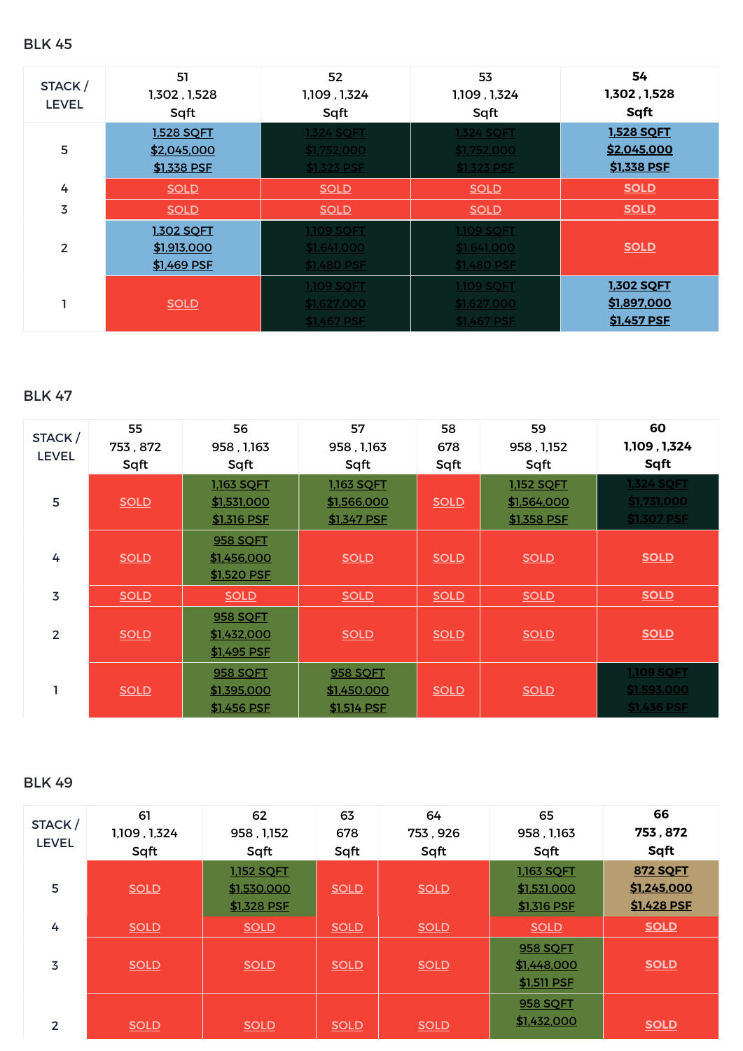## BLK 45

| STACK / LEVEL | 51<br>1,302 , 1,528<br>Sqft | 52<br>1,109 , 1,324<br>Sqft | 53<br>1,109 , 1,324<br>Sqft | 54<br>1,302 , 1,528<br>Sqft |
|---|---|---|---|---|
| 5 | 1,528 SQFT<br>$2,045,000<br>$1,338 PSF | 1,324 SQFT<br>$1,752,000<br>$1,323 PSF | 1,324 SQFT<br>$1,752,000<br>$1,323 PSF | 1,528 SQFT<br>$2,045,000<br>$1,338 PSF |
| 4 | SOLD | SOLD | SOLD | SOLD |
| 3 | SOLD | SOLD | SOLD | SOLD |
| 2 | 1,302 SQFT<br>$1,913,000<br>$1,469 PSF | 1,109 SQFT<br>$1,641,000<br>$1,480 PSF | 1,109 SQFT<br>$1,641,000<br>$1,480 PSF | SOLD |
| 1 | SOLD | 1,109 SQFT<br>$1,627,000<br>$1,467 PSF | 1,109 SQFT<br>$1,627,000<br>$1,467 PSF | 1,302 SQFT<br>$1,897,000<br>$1,457 PSF |

## BLK 47

| STACK / LEVEL | 55<br>753 , 872<br>Sqft | 56<br>958 , 1,163<br>Sqft | 57<br>958 , 1,163<br>Sqft | 58<br>678<br>Sqft | 59<br>958 , 1,152<br>Sqft | 60<br>1,109 , 1,324<br>Sqft |
|---|---|---|---|---|---|---|
| 5 | SOLD | 1,163 SQFT<br>$1,531,000<br>$1,316 PSF | 1,163 SQFT<br>$1,566,000<br>$1,347 PSF | SOLD | 1,152 SQFT<br>$1,564,000<br>$1,358 PSF | 1,324 SQFT<br>$1,731,000<br>$1,307 PSF |
| 4 | SOLD | 958 SQFT<br>$1,456,000<br>$1,520 PSF | SOLD | SOLD | SOLD | SOLD |
| 3 | SOLD | SOLD | SOLD | SOLD | SOLD | SOLD |
| 2 | SOLD | 958 SQFT<br>$1,432,000<br>$1,495 PSF | SOLD | SOLD | SOLD | SOLD |
| 1 | SOLD | 958 SQFT<br>$1,395,000<br>$1,456 PSF | 958 SQFT<br>$1,450,000<br>$1,514 PSF | SOLD | SOLD | 1,109 SQFT<br>$1,593,000<br>$1,436 PSF |

## BLK 49

| STACK / LEVEL | 61<br>1,109 , 1,324<br>Sqft | 62<br>958 , 1,152<br>Sqft | 63<br>678<br>Sqft | 64<br>753 , 926<br>Sqft | 65<br>958 , 1,163<br>Sqft | 66<br>753 , 872<br>Sqft |
|---|---|---|---|---|---|---|
| 5 | SOLD | 1,152 SQFT<br>$1,530,000<br>$1,328 PSF | SOLD | SOLD | 1,163 SQFT<br>$1,531,000<br>$1,316 PSF | 872 SQFT<br>$1,245,000<br>$1,428 PSF |
| 4 | SOLD | SOLD | SOLD | SOLD | SOLD | SOLD |
| 3 | SOLD | SOLD | SOLD | SOLD | 958 SQFT<br>$1,448,000<br>$1,511 PSF | SOLD |
| 2 | SOLD | SOLD | SOLD | SOLD | 958 SQFT<br>$1,432,000 | SOLD |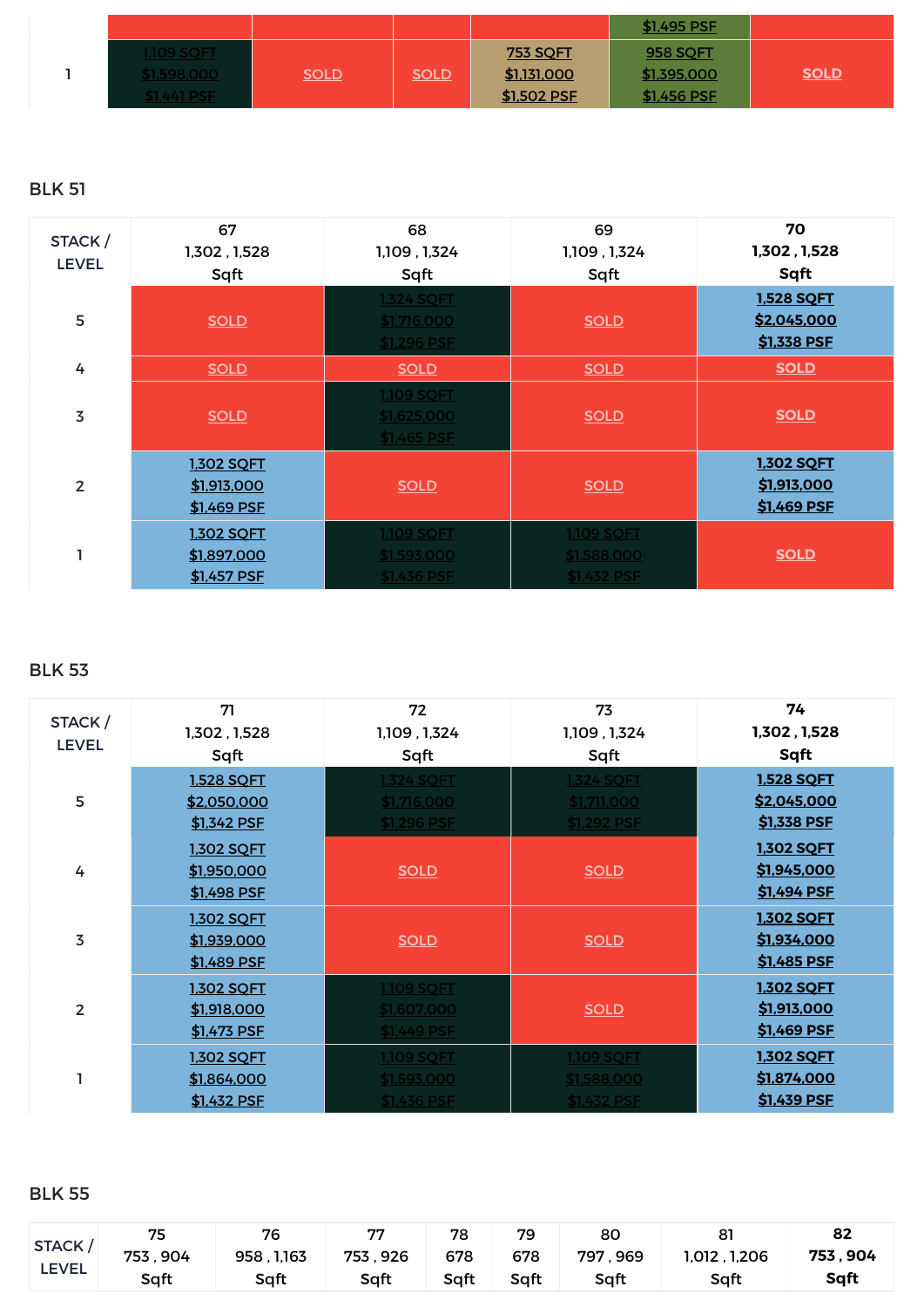| | | | | | $1,495 PSF | |
|---|---|---|---|---|---|---|
| 1 | 1,109 SQFT<br>$1,598,000<br>$1,441 PSF | SOLD | SOLD | 753 SQFT<br>$1,131,000<br>$1,502 PSF | 958 SQFT<br>$1,395,000<br>$1,456 PSF | SOLD |

## BLK 51

| STACK / LEVEL | 67<br>1,302 , 1,528<br>Sqft | 68<br>1,109 , 1,324<br>Sqft | 69<br>1,109 , 1,324<br>Sqft | 70<br>1,302 , 1,528<br>Sqft |
|---|---|---|---|---|
| 5 | SOLD | 1,324 SQFT<br>$1,716,000<br>$1,296 PSF | SOLD | 1,528 SQFT<br>$2,045,000<br>$1,338 PSF |
| 4 | SOLD | SOLD | SOLD | SOLD |
| 3 | SOLD | 1,109 SQFT<br>$1,625,000<br>$1,465 PSF | SOLD | SOLD |
| 2 | 1,302 SQFT<br>$1,913,000<br>$1,469 PSF | SOLD | SOLD | 1,302 SQFT<br>$1,913,000<br>$1,469 PSF |
| 1 | 1,302 SQFT<br>$1,897,000<br>$1,457 PSF | 1,109 SQFT<br>$1,593,000<br>$1,436 PSF | 1,109 SQFT<br>$1,588,000<br>$1,432 PSF | SOLD |

## BLK 53

| STACK / LEVEL | 71<br>1,302 , 1,528<br>Sqft | 72<br>1,109 , 1,324<br>Sqft | 73<br>1,109 , 1,324<br>Sqft | 74<br>1,302 , 1,528<br>Sqft |
|---|---|---|---|---|
| 5 | 1,528 SQFT<br>$2,050,000<br>$1,342 PSF | 1,324 SQFT<br>$1,716,000<br>$1,296 PSF | 1,324 SQFT<br>$1,711,000<br>$1,292 PSF | 1,528 SQFT<br>$2,045,000<br>$1,338 PSF |
| 4 | 1,302 SQFT<br>$1,950,000<br>$1,498 PSF | SOLD | SOLD | 1,302 SQFT<br>$1,945,000<br>$1,494 PSF |
| 3 | 1,302 SQFT<br>$1,939,000<br>$1,489 PSF | SOLD | SOLD | 1,302 SQFT<br>$1,934,000<br>$1,485 PSF |
| 2 | 1,302 SQFT<br>$1,918,000<br>$1,473 PSF | 1,109 SQFT<br>$1,607,000<br>$1,449 PSF | SOLD | 1,302 SQFT<br>$1,913,000<br>$1,469 PSF |
| 1 | 1,302 SQFT<br>$1,864,000<br>$1,432 PSF | 1,109 SQFT<br>$1,593,000<br>$1,436 PSF | 1,109 SQFT<br>$1,588,000<br>$1,432 PSF | 1,302 SQFT<br>$1,874,000<br>$1,439 PSF |

## BLK 55

| STACK / LEVEL | 75<br>753 , 904<br>Sqft | 76<br>958 , 1,163<br>Sqft | 77<br>753 , 926<br>Sqft | 78<br>678<br>Sqft | 79<br>678<br>Sqft | 80<br>797 , 969<br>Sqft | 81<br>1,012 , 1,206<br>Sqft | 82<br>753 , 904<br>Sqft |
|---|---|---|---|---|---|---|---|---|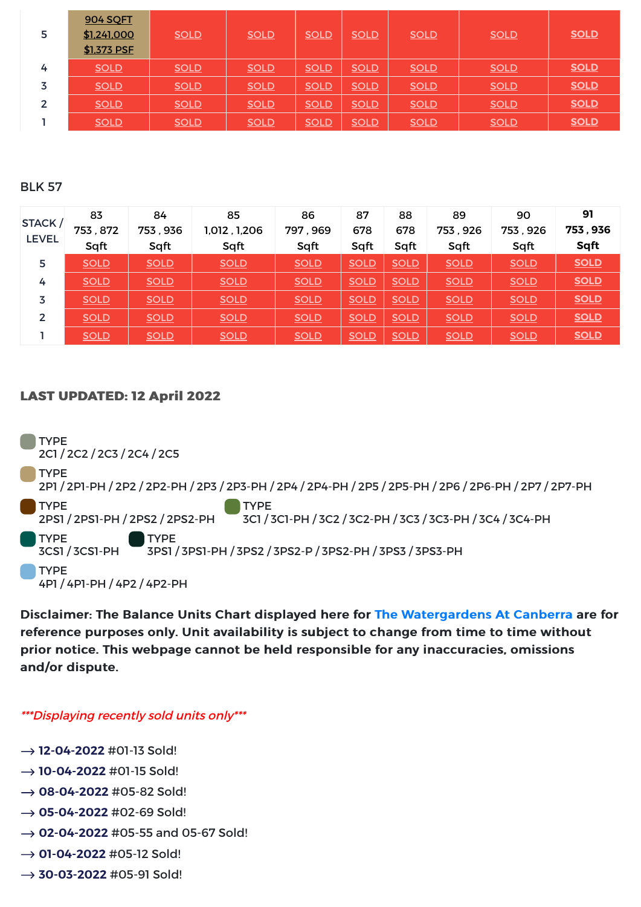| 5 | 904 SQFT<br>$1,241,000<br>$1,373 PSF | SOLD | SOLD | SOLD | SOLD | SOLD | SOLD | SOLD |
|---|---|---|---|---|---|---|---|---|
| 4 | SOLD | SOLD | SOLD | SOLD | SOLD | SOLD | SOLD | SOLD |
| 3 | SOLD | SOLD | SOLD | SOLD | SOLD | SOLD | SOLD | SOLD |
| 2 | SOLD | SOLD | SOLD | SOLD | SOLD | SOLD | SOLD | SOLD |
| 1 | SOLD | SOLD | SOLD | SOLD | SOLD | SOLD | SOLD | SOLD |

BLK 57

| STACK / LEVEL | 83<br>753 , 872<br>Sqft | 84<br>753 , 936<br>Sqft | 85<br>1,012 , 1,206<br>Sqft | 86<br>797 , 969<br>Sqft | 87<br>678<br>Sqft | 88<br>678<br>Sqft | 89<br>753 , 926<br>Sqft | 90<br>753 , 926<br>Sqft | **91<br>753 , 936<br>Sqft** |
|---|---|---|---|---|---|---|---|---|---|
| 5 | SOLD | SOLD | SOLD | SOLD | SOLD | SOLD | SOLD | SOLD | **SOLD** |
| 4 | SOLD | SOLD | SOLD | SOLD | SOLD | SOLD | SOLD | SOLD | **SOLD** |
| 3 | SOLD | SOLD | SOLD | SOLD | SOLD | SOLD | SOLD | SOLD | **SOLD** |
| 2 | SOLD | SOLD | SOLD | SOLD | SOLD | SOLD | SOLD | SOLD | **SOLD** |
| 1 | SOLD | SOLD | SOLD | SOLD | SOLD | SOLD | SOLD | SOLD | **SOLD** |

**LAST UPDATED: 12 April 2022**

- TYPE 2C1 / 2C2 / 2C3 / 2C4 / 2C5
- TYPE 2P1 / 2P1-PH / 2P2 / 2P2-PH / 2P3 / 2P3-PH / 2P4 / 2P4-PH / 2P5 / 2P5-PH / 2P6 / 2P6-PH / 2P7 / 2P7-PH
- TYPE 2PS1 / 2PS1-PH / 2PS2 / 2PS2-PH
- TYPE 3C1 / 3C1-PH / 3C2 / 3C2-PH / 3C3 / 3C3-PH / 3C4 / 3C4-PH
- TYPE 3CS1 / 3CS1-PH
- TYPE 3PS1 / 3PS1-PH / 3PS2 / 3PS2-P / 3PS2-PH / 3PS3 / 3PS3-PH
- TYPE 4P1 / 4P1-PH / 4P2 / 4P2-PH

**Disclaimer: The Balance Units Chart displayed here for The Watergardens At Canberra are for reference purposes only. Unit availability is subject to change from time to time without prior notice. This webpage cannot be held responsible for any inaccuracies, omissions and/or dispute.**

****Displaying recently sold units only****

→ **12-04-2022** #01-13 Sold!

→ **10-04-2022** #01-15 Sold!

→ **08-04-2022** #05-82 Sold!

→ **05-04-2022** #02-69 Sold!

→ **02-04-2022** #05-55 and 05-67 Sold!

→ **01-04-2022** #05-12 Sold!

→ **30-03-2022** #05-91 Sold!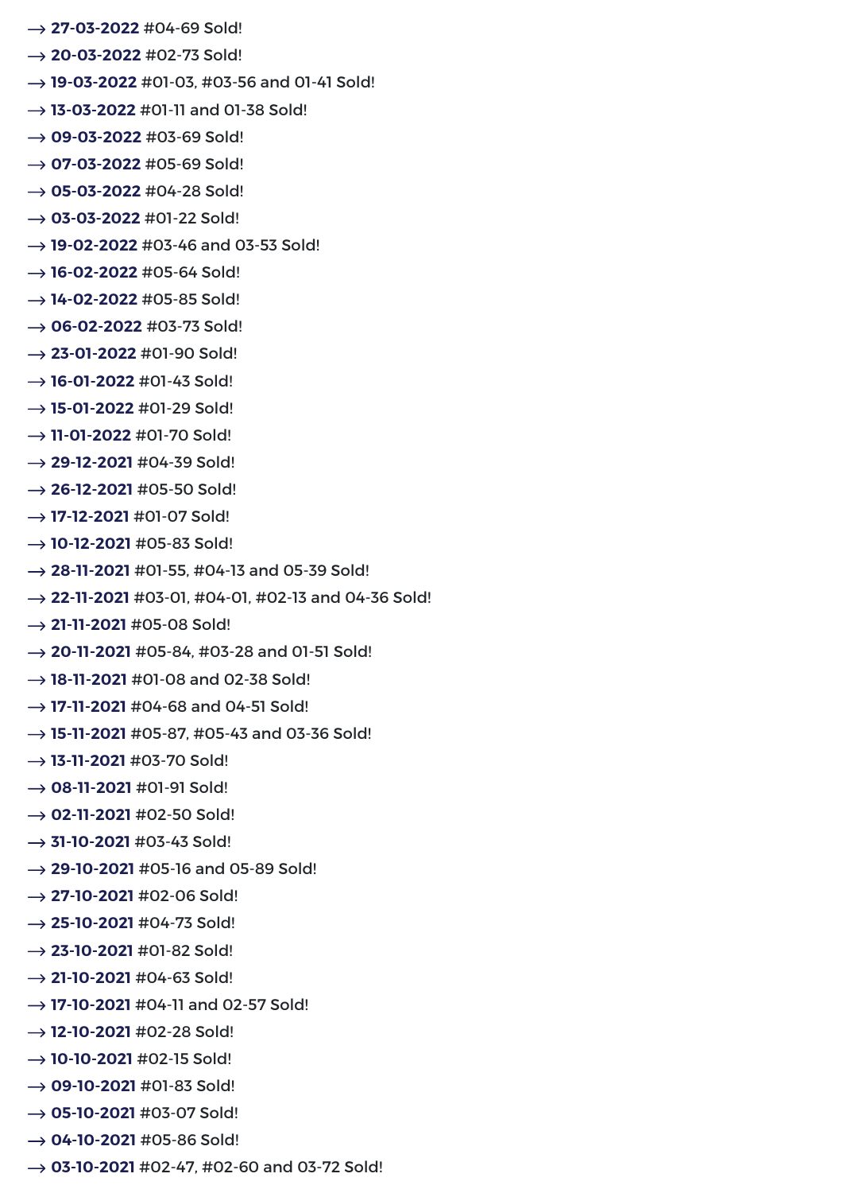→ **27-03-2022** #04-69 Sold!
→ **20-03-2022** #02-73 Sold!
→ **19-03-2022** #01-03, #03-56 and 01-41 Sold!
→ **13-03-2022** #01-11 and 01-38 Sold!
→ **09-03-2022** #03-69 Sold!
→ **07-03-2022** #05-69 Sold!
→ **05-03-2022** #04-28 Sold!
→ **03-03-2022** #01-22 Sold!
→ **19-02-2022** #03-46 and 03-53 Sold!
→ **16-02-2022** #05-64 Sold!
→ **14-02-2022** #05-85 Sold!
→ **06-02-2022** #03-73 Sold!
→ **23-01-2022** #01-90 Sold!
→ **16-01-2022** #01-43 Sold!
→ **15-01-2022** #01-29 Sold!
→ **11-01-2022** #01-70 Sold!
→ **29-12-2021** #04-39 Sold!
→ **26-12-2021** #05-50 Sold!
→ **17-12-2021** #01-07 Sold!
→ **10-12-2021** #05-83 Sold!
→ **28-11-2021** #01-55, #04-13 and 05-39 Sold!
→ **22-11-2021** #03-01, #04-01, #02-13 and 04-36 Sold!
→ **21-11-2021** #05-08 Sold!
→ **20-11-2021** #05-84, #03-28 and 01-51 Sold!
→ **18-11-2021** #01-08 and 02-38 Sold!
→ **17-11-2021** #04-68 and 04-51 Sold!
→ **15-11-2021** #05-87, #05-43 and 03-36 Sold!
→ **13-11-2021** #03-70 Sold!
→ **08-11-2021** #01-91 Sold!
→ **02-11-2021** #02-50 Sold!
→ **31-10-2021** #03-43 Sold!
→ **29-10-2021** #05-16 and 05-89 Sold!
→ **27-10-2021** #02-06 Sold!
→ **25-10-2021** #04-73 Sold!
→ **23-10-2021** #01-82 Sold!
→ **21-10-2021** #04-63 Sold!
→ **17-10-2021** #04-11 and 02-57 Sold!
→ **12-10-2021** #02-28 Sold!
→ **10-10-2021** #02-15 Sold!
→ **09-10-2021** #01-83 Sold!
→ **05-10-2021** #03-07 Sold!
→ **04-10-2021** #05-86 Sold!
→ **03-10-2021** #02-47, #02-60 and 03-72 Sold!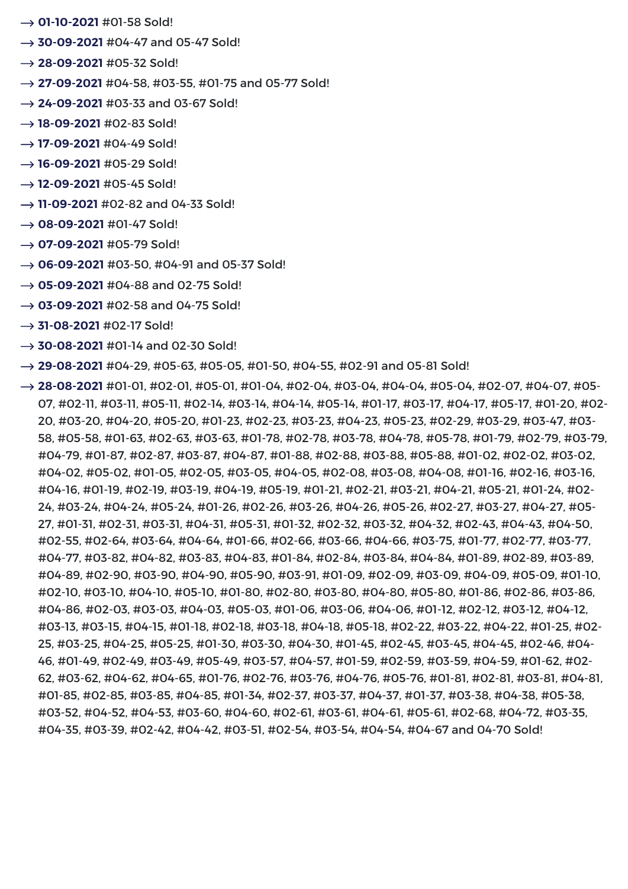- → **01-10-2021** #01-58 Sold!
- → **30-09-2021** #04-47 and 05-47 Sold!
- → **28-09-2021** #05-32 Sold!
- → **27-09-2021** #04-58, #03-55, #01-75 and 05-77 Sold!
- → **24-09-2021** #03-33 and 03-67 Sold!
- → **18-09-2021** #02-83 Sold!
- → **17-09-2021** #04-49 Sold!
- → **16-09-2021** #05-29 Sold!
- → **12-09-2021** #05-45 Sold!
- → **11-09-2021** #02-82 and 04-33 Sold!
- → **08-09-2021** #01-47 Sold!
- → **07-09-2021** #05-79 Sold!
- → **06-09-2021** #03-50, #04-91 and 05-37 Sold!
- → **05-09-2021** #04-88 and 02-75 Sold!
- → **03-09-2021** #02-58 and 04-75 Sold!
- → **31-08-2021** #02-17 Sold!
- → **30-08-2021** #01-14 and 02-30 Sold!
- → **29-08-2021** #04-29, #05-63, #05-05, #01-50, #04-55, #02-91 and 05-81 Sold!
- → **28-08-2021** #01-01, #02-01, #05-01, #01-04, #02-04, #03-04, #04-04, #05-04, #02-07, #04-07, #05-07, #02-11, #03-11, #05-11, #02-14, #03-14, #04-14, #05-14, #01-17, #03-17, #04-17, #05-17, #01-20, #02-20, #03-20, #04-20, #05-20, #01-23, #02-23, #03-23, #04-23, #05-23, #02-29, #03-29, #03-47, #03-58, #05-58, #01-63, #02-63, #03-63, #01-78, #02-78, #03-78, #04-78, #05-78, #01-79, #02-79, #03-79, #04-79, #01-87, #02-87, #03-87, #04-87, #01-88, #02-88, #03-88, #05-88, #01-02, #02-02, #03-02, #04-02, #05-02, #01-05, #02-05, #03-05, #04-05, #02-08, #03-08, #04-08, #01-16, #02-16, #03-16, #04-16, #01-19, #02-19, #03-19, #04-19, #05-19, #01-21, #02-21, #03-21, #04-21, #05-21, #01-24, #02-24, #03-24, #04-24, #05-24, #01-26, #02-26, #03-26, #04-26, #05-26, #02-27, #03-27, #04-27, #05-27, #01-31, #02-31, #03-31, #04-31, #05-31, #01-32, #02-32, #03-32, #04-32, #02-43, #04-43, #04-50, #02-55, #02-64, #03-64, #04-64, #01-66, #02-66, #03-66, #04-66, #03-75, #01-77, #02-77, #03-77, #04-77, #03-82, #04-82, #03-83, #04-83, #01-84, #02-84, #03-84, #04-84, #01-89, #02-89, #03-89, #04-89, #02-90, #03-90, #04-90, #05-90, #03-91, #01-09, #02-09, #03-09, #04-09, #05-09, #01-10, #02-10, #03-10, #04-10, #05-10, #01-80, #02-80, #03-80, #04-80, #05-80, #01-86, #02-86, #03-86, #04-86, #02-03, #03-03, #04-03, #05-03, #01-06, #03-06, #04-06, #01-12, #02-12, #03-12, #04-12, #03-13, #03-15, #04-15, #01-18, #02-18, #03-18, #04-18, #05-18, #02-22, #03-22, #04-22, #01-25, #02-25, #03-25, #04-25, #05-25, #01-30, #03-30, #04-30, #01-45, #02-45, #03-45, #04-45, #02-46, #04-46, #01-49, #02-49, #03-49, #05-49, #03-57, #04-57, #01-59, #02-59, #03-59, #04-59, #01-62, #02-62, #03-62, #04-62, #04-65, #01-76, #02-76, #03-76, #04-76, #05-76, #01-81, #02-81, #03-81, #04-81, #01-85, #02-85, #03-85, #04-85, #01-34, #02-37, #03-37, #04-37, #01-37, #03-38, #04-38, #05-38, #03-52, #04-52, #04-53, #03-60, #04-60, #02-61, #03-61, #04-61, #05-61, #02-68, #04-72, #03-35, #04-35, #03-39, #02-42, #04-42, #03-51, #02-54, #03-54, #04-54, #04-67 and 04-70 Sold!